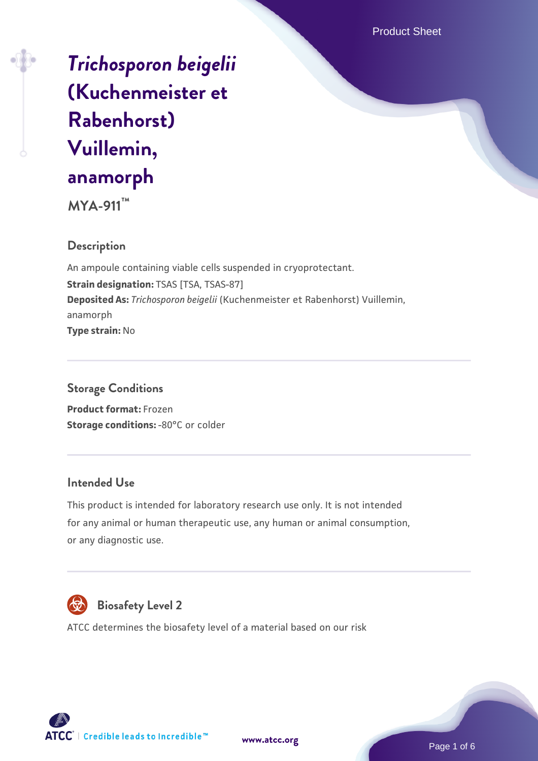# *Trichosporon beigelii* (Kuchenmeister et Rabenhorst) Vuillemin, anamorph

**MYA-911™**

## Description

An ampoule containing viable cells suspended in cryoprotectant.
**Strain designation:** TSAS [TSA, TSAS-87]
**Deposited As:** *Trichosporon beigelii* (Kuchenmeister et Rabenhorst) Vuillemin, anamorph
**Type strain:** No

## Storage Conditions

**Product format:** Frozen
**Storage conditions:** -80°C or colder

## Intended Use

This product is intended for laboratory research use only. It is not intended for any animal or human therapeutic use, any human or animal consumption, or any diagnostic use.

## Biosafety Level 2

ATCC determines the biosafety level of a material based on our risk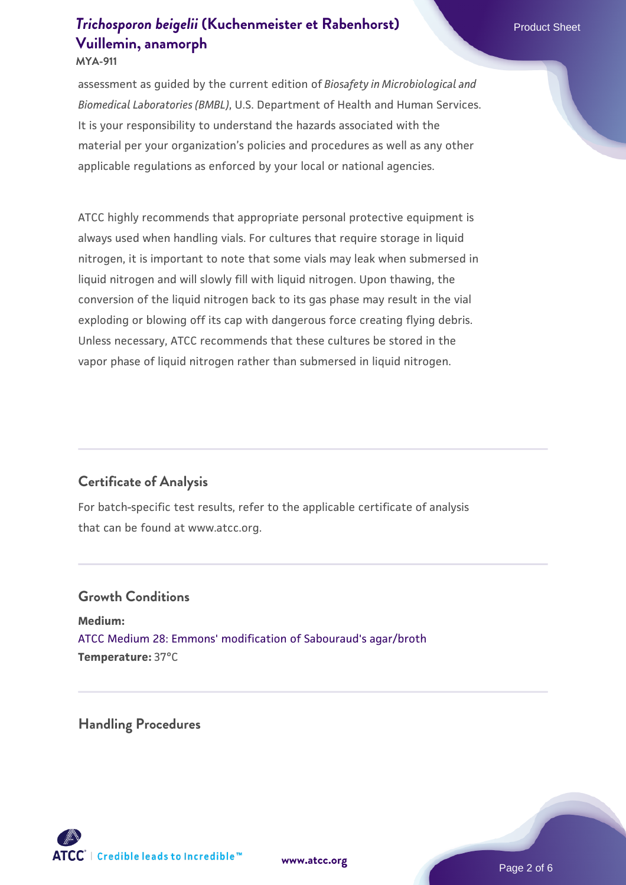assessment as guided by the current edition of *Biosafety in Microbiological and Biomedical Laboratories (BMBL)*, U.S. Department of Health and Human Services. It is your responsibility to understand the hazards associated with the material per your organization's policies and procedures as well as any other applicable regulations as enforced by your local or national agencies.

ATCC highly recommends that appropriate personal protective equipment is always used when handling vials. For cultures that require storage in liquid nitrogen, it is important to note that some vials may leak when submersed in liquid nitrogen and will slowly fill with liquid nitrogen. Upon thawing, the conversion of the liquid nitrogen back to its gas phase may result in the vial exploding or blowing off its cap with dangerous force creating flying debris. Unless necessary, ATCC recommends that these cultures be stored in the vapor phase of liquid nitrogen rather than submersed in liquid nitrogen.

## Certificate of Analysis

For batch-specific test results, refer to the applicable certificate of analysis that can be found at www.atcc.org.

## Growth Conditions

**Medium:**
ATCC Medium 28: Emmons' modification of Sabouraud's agar/broth
**Temperature:** 37°C

## Handling Procedures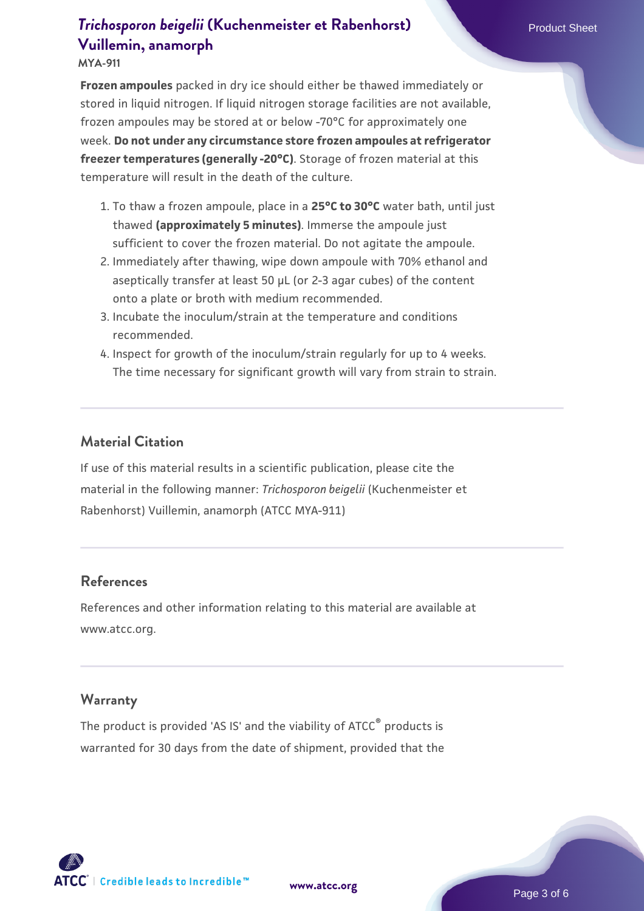**Frozen ampoules** packed in dry ice should either be thawed immediately or stored in liquid nitrogen. If liquid nitrogen storage facilities are not available, frozen ampoules may be stored at or below -70°C for approximately one week. **Do not under any circumstance store frozen ampoules at refrigerator freezer temperatures (generally -20°C)**. Storage of frozen material at this temperature will result in the death of the culture.

1. To thaw a frozen ampoule, place in a **25°C to 30°C** water bath, until just thawed **(approximately 5 minutes)**. Immerse the ampoule just sufficient to cover the frozen material. Do not agitate the ampoule.
2. Immediately after thawing, wipe down ampoule with 70% ethanol and aseptically transfer at least 50 µL (or 2-3 agar cubes) of the content onto a plate or broth with medium recommended.
3. Incubate the inoculum/strain at the temperature and conditions recommended.
4. Inspect for growth of the inoculum/strain regularly for up to 4 weeks. The time necessary for significant growth will vary from strain to strain.

## Material Citation

If use of this material results in a scientific publication, please cite the material in the following manner: *Trichosporon beigelii* (Kuchenmeister et Rabenhorst) Vuillemin, anamorph (ATCC MYA-911)

## References

References and other information relating to this material are available at www.atcc.org.

## Warranty

The product is provided 'AS IS' and the viability of ATCC® products is warranted for 30 days from the date of shipment, provided that the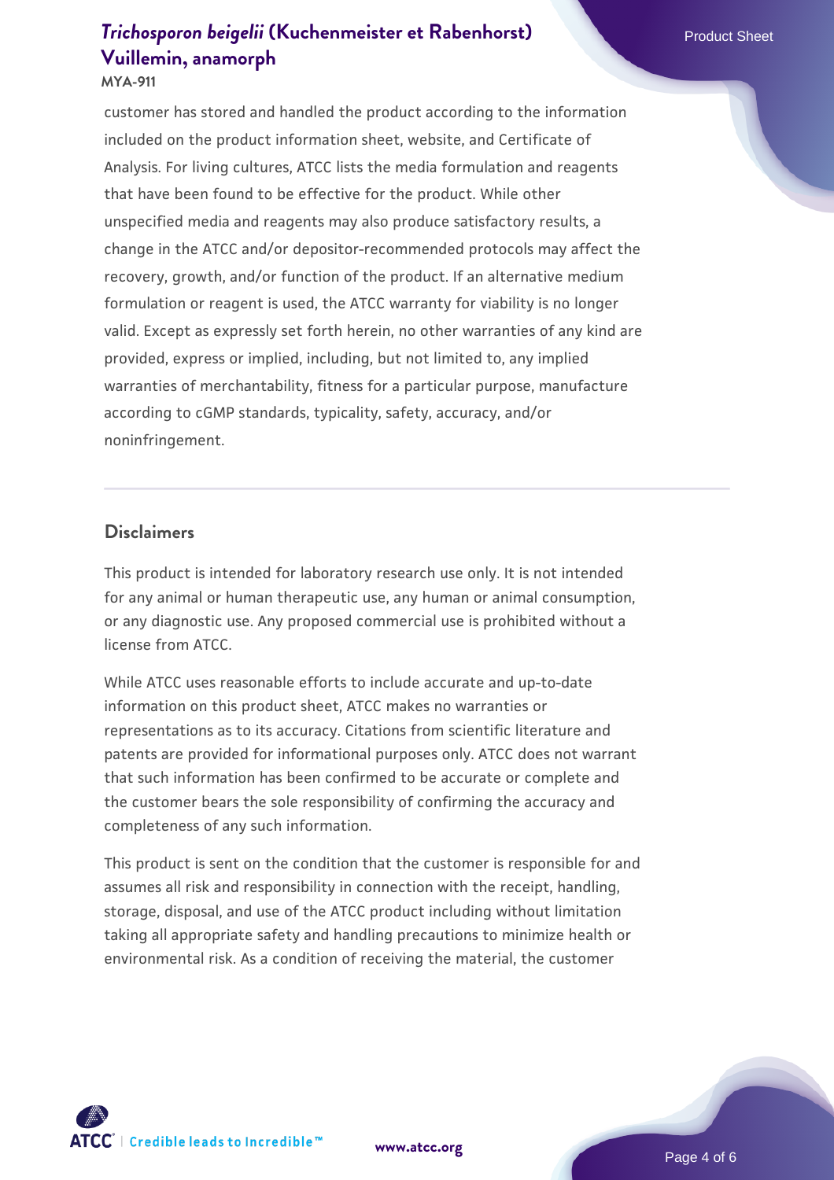customer has stored and handled the product according to the information included on the product information sheet, website, and Certificate of Analysis. For living cultures, ATCC lists the media formulation and reagents that have been found to be effective for the product. While other unspecified media and reagents may also produce satisfactory results, a change in the ATCC and/or depositor-recommended protocols may affect the recovery, growth, and/or function of the product. If an alternative medium formulation or reagent is used, the ATCC warranty for viability is no longer valid. Except as expressly set forth herein, no other warranties of any kind are provided, express or implied, including, but not limited to, any implied warranties of merchantability, fitness for a particular purpose, manufacture according to cGMP standards, typicality, safety, accuracy, and/or noninfringement.

## Disclaimers

This product is intended for laboratory research use only. It is not intended for any animal or human therapeutic use, any human or animal consumption, or any diagnostic use. Any proposed commercial use is prohibited without a license from ATCC.

While ATCC uses reasonable efforts to include accurate and up-to-date information on this product sheet, ATCC makes no warranties or representations as to its accuracy. Citations from scientific literature and patents are provided for informational purposes only. ATCC does not warrant that such information has been confirmed to be accurate or complete and the customer bears the sole responsibility of confirming the accuracy and completeness of any such information.

This product is sent on the condition that the customer is responsible for and assumes all risk and responsibility in connection with the receipt, handling, storage, disposal, and use of the ATCC product including without limitation taking all appropriate safety and handling precautions to minimize health or environmental risk. As a condition of receiving the material, the customer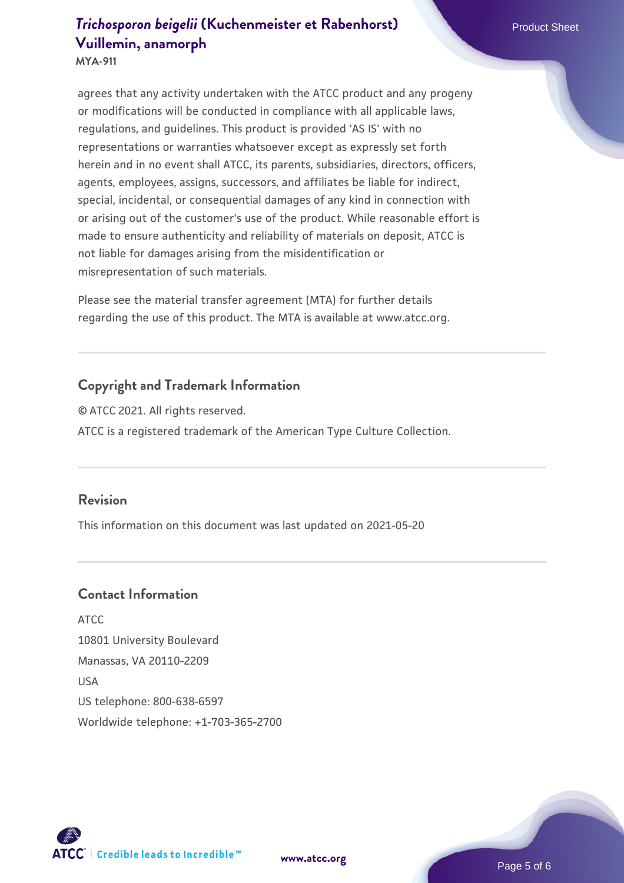agrees that any activity undertaken with the ATCC product and any progeny or modifications will be conducted in compliance with all applicable laws, regulations, and guidelines. This product is provided 'AS IS' with no representations or warranties whatsoever except as expressly set forth herein and in no event shall ATCC, its parents, subsidiaries, directors, officers, agents, employees, assigns, successors, and affiliates be liable for indirect, special, incidental, or consequential damages of any kind in connection with or arising out of the customer's use of the product. While reasonable effort is made to ensure authenticity and reliability of materials on deposit, ATCC is not liable for damages arising from the misidentification or misrepresentation of such materials.

Please see the material transfer agreement (MTA) for further details regarding the use of this product. The MTA is available at www.atcc.org.

## Copyright and Trademark Information

© ATCC 2021. All rights reserved.

ATCC is a registered trademark of the American Type Culture Collection.

## Revision

This information on this document was last updated on 2021-05-20

## Contact Information

ATCC
10801 University Boulevard
Manassas, VA 20110-2209
USA
US telephone: 800-638-6597
Worldwide telephone: +1-703-365-2700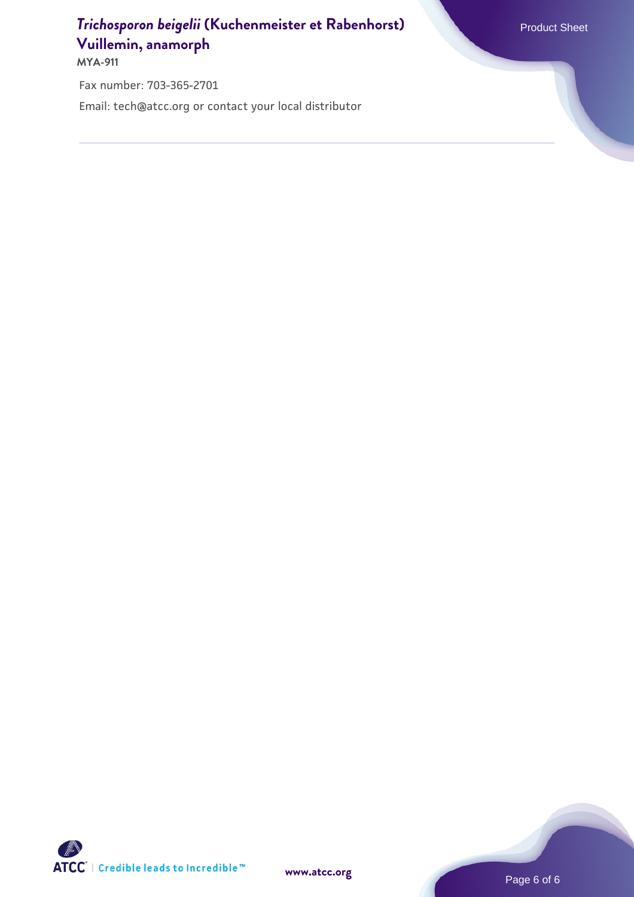Fax number: 703-365-2701

Email: tech@atcc.org or contact your local distributor